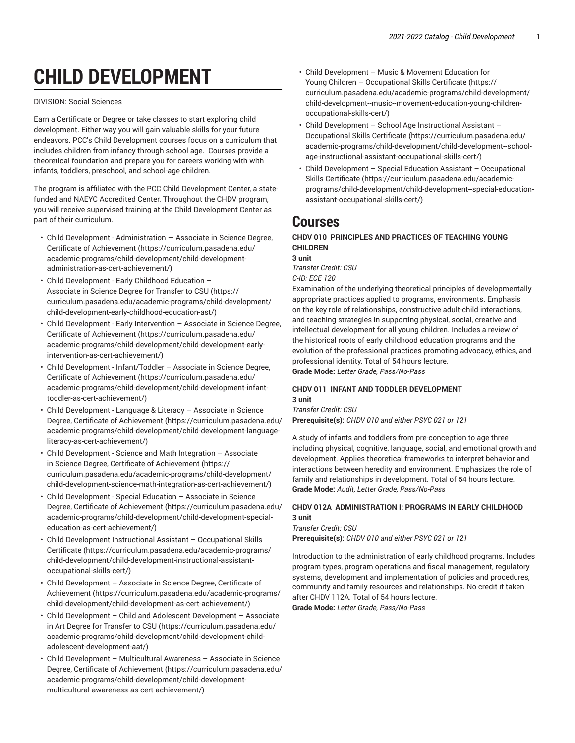# CHILD DEVELOPMENT

DIVISION: Social Sciences

Earn a Certificate or Degree or take classes to start exploring child development. Either way you will gain valuable skills for your future endeavors. PCC's Child Development courses focus on a curriculum that includes children from infancy through school age. Courses provide a theoretical foundation and prepare you for careers working with with infants, toddlers, preschool, and school-age children.

The program is affiliated with the PCC Child Development Center, a state-funded and NAEYC Accredited Center. Throughout the CHDV program, you will receive supervised training at the Child Development Center as part of their curriculum.

- Child Development - Administration — Associate in Science Degree, Certificate of Achievement (https://curriculum.pasadena.edu/academic-programs/child-development/child-development-administration-as-cert-achievement/)
- Child Development - Early Childhood Education – Associate in Science Degree for Transfer to CSU (https://curriculum.pasadena.edu/academic-programs/child-development/child-development-early-childhood-education-ast/)
- Child Development - Early Intervention – Associate in Science Degree, Certificate of Achievement (https://curriculum.pasadena.edu/academic-programs/child-development/child-development-early-intervention-as-cert-achievement/)
- Child Development - Infant/Toddler – Associate in Science Degree, Certificate of Achievement (https://curriculum.pasadena.edu/academic-programs/child-development/child-development-infant-toddler-as-cert-achievement/)
- Child Development - Language & Literacy – Associate in Science Degree, Certificate of Achievement (https://curriculum.pasadena.edu/academic-programs/child-development/child-development-language-literacy-as-cert-achievement/)
- Child Development - Science and Math Integration – Associate in Science Degree, Certificate of Achievement (https://curriculum.pasadena.edu/academic-programs/child-development/child-development-science-math-integration-as-cert-achievement/)
- Child Development - Special Education – Associate in Science Degree, Certificate of Achievement (https://curriculum.pasadena.edu/academic-programs/child-development/child-development-special-education-as-cert-achievement/)
- Child Development Instructional Assistant – Occupational Skills Certificate (https://curriculum.pasadena.edu/academic-programs/child-development/child-development-instructional-assistant-occupational-skills-cert/)
- Child Development – Associate in Science Degree, Certificate of Achievement (https://curriculum.pasadena.edu/academic-programs/child-development/child-development-as-cert-achievement/)
- Child Development – Child and Adolescent Development – Associate in Art Degree for Transfer to CSU (https://curriculum.pasadena.edu/academic-programs/child-development/child-development-child-adolescent-development-aat/)
- Child Development – Multicultural Awareness – Associate in Science Degree, Certificate of Achievement (https://curriculum.pasadena.edu/academic-programs/child-development/child-development-multicultural-awareness-as-cert-achievement/)
- Child Development – Music & Movement Education for Young Children – Occupational Skills Certificate (https://curriculum.pasadena.edu/academic-programs/child-development/child-development--music--movement-education-young-children-occupational-skills-cert/)
- Child Development – School Age Instructional Assistant – Occupational Skills Certificate (https://curriculum.pasadena.edu/academic-programs/child-development/child-development--school-age-instructional-assistant-occupational-skills-cert/)
- Child Development – Special Education Assistant – Occupational Skills Certificate (https://curriculum.pasadena.edu/academic-programs/child-development/child-development--special-education-assistant-occupational-skills-cert/)

## Courses

**CHDV 010 PRINCIPLES AND PRACTICES OF TEACHING YOUNG CHILDREN**
**3 unit**
*Transfer Credit: CSU*
*C-ID: ECE 120*
Examination of the underlying theoretical principles of developmentally appropriate practices applied to programs, environments. Emphasis on the key role of relationships, constructive adult-child interactions, and teaching strategies in supporting physical, social, creative and intellectual development for all young children. Includes a review of the historical roots of early childhood education programs and the evolution of the professional practices promoting advocacy, ethics, and professional identity. Total of 54 hours lecture.
**Grade Mode:** *Letter Grade, Pass/No-Pass*

**CHDV 011 INFANT AND TODDLER DEVELOPMENT**
**3 unit**
*Transfer Credit: CSU*
**Prerequisite(s):** *CHDV 010 and either PSYC 021 or 121*

A study of infants and toddlers from pre-conception to age three including physical, cognitive, language, social, and emotional growth and development. Applies theoretical frameworks to interpret behavior and interactions between heredity and environment. Emphasizes the role of family and relationships in development. Total of 54 hours lecture.
**Grade Mode:** *Audit, Letter Grade, Pass/No-Pass*

**CHDV 012A ADMINISTRATION I: PROGRAMS IN EARLY CHILDHOOD**
**3 unit**
*Transfer Credit: CSU*
**Prerequisite(s):** *CHDV 010 and either PSYC 021 or 121*

Introduction to the administration of early childhood programs. Includes program types, program operations and fiscal management, regulatory systems, development and implementation of policies and procedures, community and family resources and relationships. No credit if taken after CHDV 112A. Total of 54 hours lecture.
**Grade Mode:** *Letter Grade, Pass/No-Pass*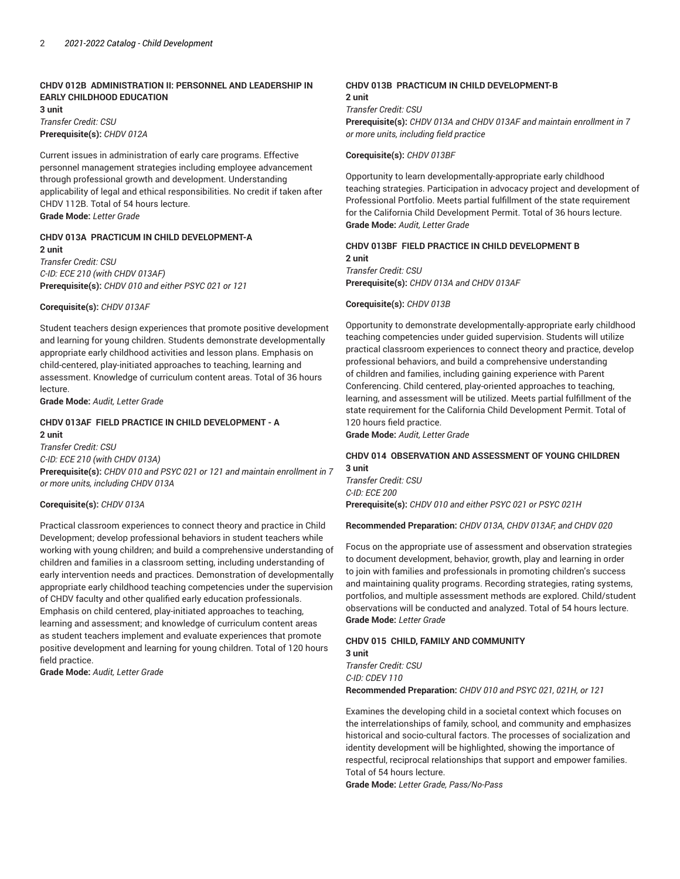### CHDV 012B ADMINISTRATION II: PERSONNEL AND LEADERSHIP IN EARLY CHILDHOOD EDUCATION

**3 unit**

*Transfer Credit: CSU*

**Prerequisite(s):** *CHDV 012A*

Current issues in administration of early care programs. Effective personnel management strategies including employee advancement through professional growth and development. Understanding applicability of legal and ethical responsibilities. No credit if taken after CHDV 112B. Total of 54 hours lecture.

**Grade Mode:** *Letter Grade*

### CHDV 013A PRACTICUM IN CHILD DEVELOPMENT-A

**2 unit**

*Transfer Credit: CSU*

*C-ID: ECE 210 (with CHDV 013AF)*

**Prerequisite(s):** *CHDV 010 and either PSYC 021 or 121*

**Corequisite(s):** *CHDV 013AF*

Student teachers design experiences that promote positive development and learning for young children. Students demonstrate developmentally appropriate early childhood activities and lesson plans. Emphasis on child-centered, play-initiated approaches to teaching, learning and assessment. Knowledge of curriculum content areas. Total of 36 hours lecture.

**Grade Mode:** *Audit, Letter Grade*

### CHDV 013AF FIELD PRACTICE IN CHILD DEVELOPMENT - A

**2 unit**

*Transfer Credit: CSU*

*C-ID: ECE 210 (with CHDV 013A)*

**Prerequisite(s):** *CHDV 010 and PSYC 021 or 121 and maintain enrollment in 7 or more units, including CHDV 013A*

**Corequisite(s):** *CHDV 013A*

Practical classroom experiences to connect theory and practice in Child Development; develop professional behaviors in student teachers while working with young children; and build a comprehensive understanding of children and families in a classroom setting, including understanding of early intervention needs and practices. Demonstration of developmentally appropriate early childhood teaching competencies under the supervision of CHDV faculty and other qualified early education professionals. Emphasis on child centered, play-initiated approaches to teaching, learning and assessment; and knowledge of curriculum content areas as student teachers implement and evaluate experiences that promote positive development and learning for young children. Total of 120 hours field practice.

**Grade Mode:** *Audit, Letter Grade*

### CHDV 013B PRACTICUM IN CHILD DEVELOPMENT-B

**2 unit**

*Transfer Credit: CSU*

**Prerequisite(s):** *CHDV 013A and CHDV 013AF and maintain enrollment in 7 or more units, including field practice*

**Corequisite(s):** *CHDV 013BF*

Opportunity to learn developmentally-appropriate early childhood teaching strategies. Participation in advocacy project and development of Professional Portfolio. Meets partial fulfillment of the state requirement for the California Child Development Permit. Total of 36 hours lecture.

**Grade Mode:** *Audit, Letter Grade*

### CHDV 013BF FIELD PRACTICE IN CHILD DEVELOPMENT B

**2 unit**

*Transfer Credit: CSU*

**Prerequisite(s):** *CHDV 013A and CHDV 013AF*

**Corequisite(s):** *CHDV 013B*

Opportunity to demonstrate developmentally-appropriate early childhood teaching competencies under guided supervision. Students will utilize practical classroom experiences to connect theory and practice, develop professional behaviors, and build a comprehensive understanding of children and families, including gaining experience with Parent Conferencing. Child centered, play-oriented approaches to teaching, learning, and assessment will be utilized. Meets partial fulfillment of the state requirement for the California Child Development Permit. Total of 120 hours field practice.

**Grade Mode:** *Audit, Letter Grade*

### CHDV 014 OBSERVATION AND ASSESSMENT OF YOUNG CHILDREN

**3 unit**

*Transfer Credit: CSU*

*C-ID: ECE 200*

**Prerequisite(s):** *CHDV 010 and either PSYC 021 or PSYC 021H*

**Recommended Preparation:** *CHDV 013A, CHDV 013AF, and CHDV 020*

Focus on the appropriate use of assessment and observation strategies to document development, behavior, growth, play and learning in order to join with families and professionals in promoting children's success and maintaining quality programs. Recording strategies, rating systems, portfolios, and multiple assessment methods are explored. Child/student observations will be conducted and analyzed. Total of 54 hours lecture.

**Grade Mode:** *Letter Grade*

### CHDV 015 CHILD, FAMILY AND COMMUNITY

**3 unit**

*Transfer Credit: CSU*

*C-ID: CDEV 110*

**Recommended Preparation:** *CHDV 010 and PSYC 021, 021H, or 121*

Examines the developing child in a societal context which focuses on the interrelationships of family, school, and community and emphasizes historical and socio-cultural factors. The processes of socialization and identity development will be highlighted, showing the importance of respectful, reciprocal relationships that support and empower families. Total of 54 hours lecture.

**Grade Mode:** *Letter Grade, Pass/No-Pass*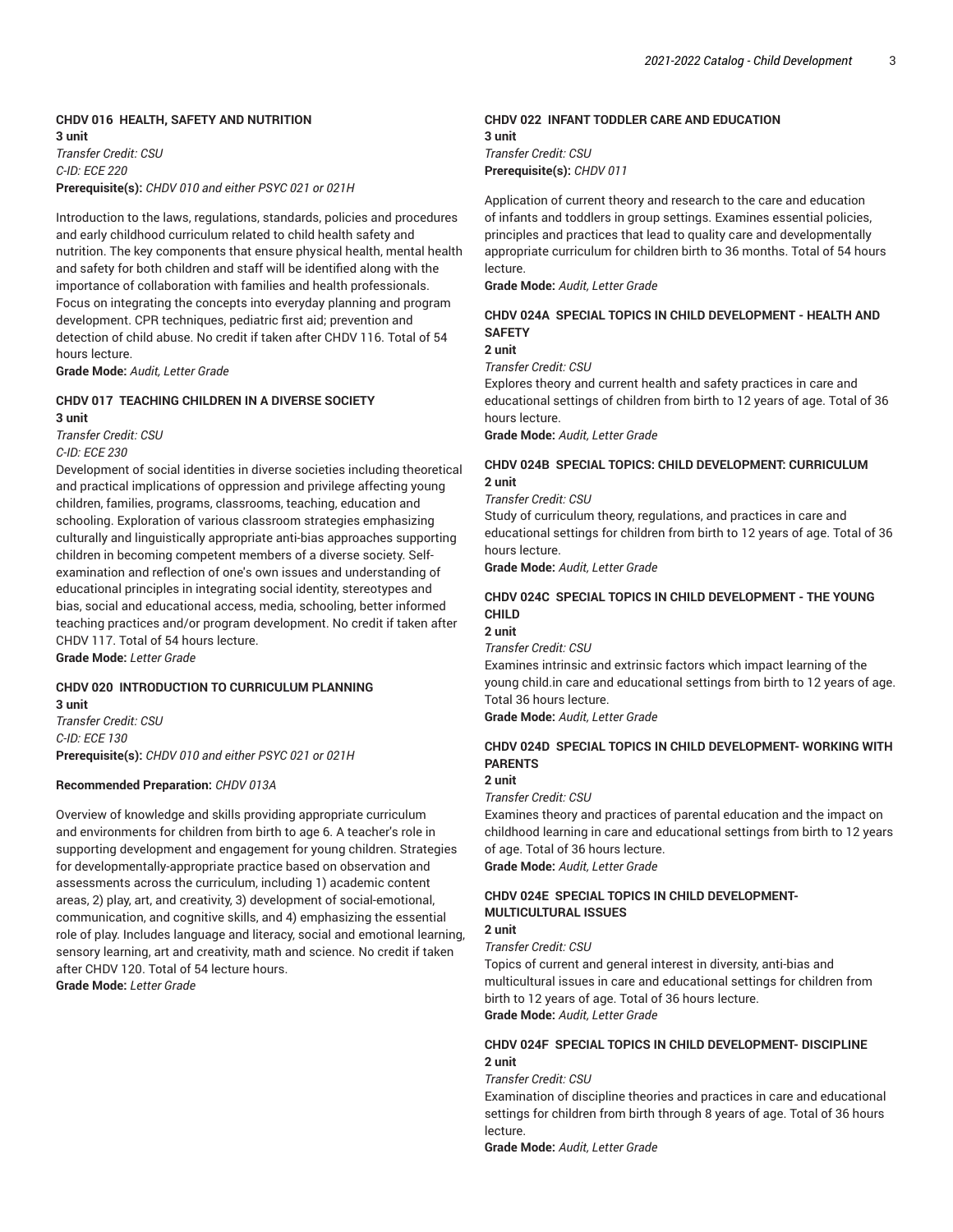### CHDV 016 HEALTH, SAFETY AND NUTRITION

**3 unit**

*Transfer Credit: CSU*
*C-ID: ECE 220*
**Prerequisite(s):** *CHDV 010 and either PSYC 021 or 021H*

Introduction to the laws, regulations, standards, policies and procedures and early childhood curriculum related to child health safety and nutrition. The key components that ensure physical health, mental health and safety for both children and staff will be identified along with the importance of collaboration with families and health professionals. Focus on integrating the concepts into everyday planning and program development. CPR techniques, pediatric first aid; prevention and detection of child abuse. No credit if taken after CHDV 116. Total of 54 hours lecture.

**Grade Mode:** *Audit, Letter Grade*

### CHDV 017 TEACHING CHILDREN IN A DIVERSE SOCIETY

**3 unit**

*Transfer Credit: CSU*
*C-ID: ECE 230*

Development of social identities in diverse societies including theoretical and practical implications of oppression and privilege affecting young children, families, programs, classrooms, teaching, education and schooling. Exploration of various classroom strategies emphasizing culturally and linguistically appropriate anti-bias approaches supporting children in becoming competent members of a diverse society. Self-examination and reflection of one's own issues and understanding of educational principles in integrating social identity, stereotypes and bias, social and educational access, media, schooling, better informed teaching practices and/or program development. No credit if taken after CHDV 117. Total of 54 hours lecture.

**Grade Mode:** *Letter Grade*

### CHDV 020 INTRODUCTION TO CURRICULUM PLANNING

**3 unit**

*Transfer Credit: CSU*
*C-ID: ECE 130*
**Prerequisite(s):** *CHDV 010 and either PSYC 021 or 021H*

**Recommended Preparation:** *CHDV 013A*

Overview of knowledge and skills providing appropriate curriculum and environments for children from birth to age 6. A teacher's role in supporting development and engagement for young children. Strategies for developmentally-appropriate practice based on observation and assessments across the curriculum, including 1) academic content areas, 2) play, art, and creativity, 3) development of social-emotional, communication, and cognitive skills, and 4) emphasizing the essential role of play. Includes language and literacy, social and emotional learning, sensory learning, art and creativity, math and science. No credit if taken after CHDV 120. Total of 54 lecture hours.

**Grade Mode:** *Letter Grade*

### CHDV 022 INFANT TODDLER CARE AND EDUCATION

**3 unit**

*Transfer Credit: CSU*
**Prerequisite(s):** *CHDV 011*

Application of current theory and research to the care and education of infants and toddlers in group settings. Examines essential policies, principles and practices that lead to quality care and developmentally appropriate curriculum for children birth to 36 months. Total of 54 hours lecture.

**Grade Mode:** *Audit, Letter Grade*

### CHDV 024A SPECIAL TOPICS IN CHILD DEVELOPMENT - HEALTH AND SAFETY

**2 unit**

*Transfer Credit: CSU*

Explores theory and current health and safety practices in care and educational settings of children from birth to 12 years of age. Total of 36 hours lecture.

**Grade Mode:** *Audit, Letter Grade*

### CHDV 024B SPECIAL TOPICS: CHILD DEVELOPMENT: CURRICULUM

**2 unit**

*Transfer Credit: CSU*

Study of curriculum theory, regulations, and practices in care and educational settings for children from birth to 12 years of age. Total of 36 hours lecture.

**Grade Mode:** *Audit, Letter Grade*

### CHDV 024C SPECIAL TOPICS IN CHILD DEVELOPMENT - THE YOUNG CHILD

**2 unit**

*Transfer Credit: CSU*

Examines intrinsic and extrinsic factors which impact learning of the young child.in care and educational settings from birth to 12 years of age. Total 36 hours lecture.

**Grade Mode:** *Audit, Letter Grade*

### CHDV 024D SPECIAL TOPICS IN CHILD DEVELOPMENT- WORKING WITH PARENTS

**2 unit**

*Transfer Credit: CSU*

Examines theory and practices of parental education and the impact on childhood learning in care and educational settings from birth to 12 years of age. Total of 36 hours lecture.

**Grade Mode:** *Audit, Letter Grade*

### CHDV 024E SPECIAL TOPICS IN CHILD DEVELOPMENT- MULTICULTURAL ISSUES

**2 unit**

*Transfer Credit: CSU*

Topics of current and general interest in diversity, anti-bias and multicultural issues in care and educational settings for children from birth to 12 years of age. Total of 36 hours lecture.

**Grade Mode:** *Audit, Letter Grade*

### CHDV 024F SPECIAL TOPICS IN CHILD DEVELOPMENT- DISCIPLINE

**2 unit**

*Transfer Credit: CSU*

Examination of discipline theories and practices in care and educational settings for children from birth through 8 years of age. Total of 36 hours lecture.

**Grade Mode:** *Audit, Letter Grade*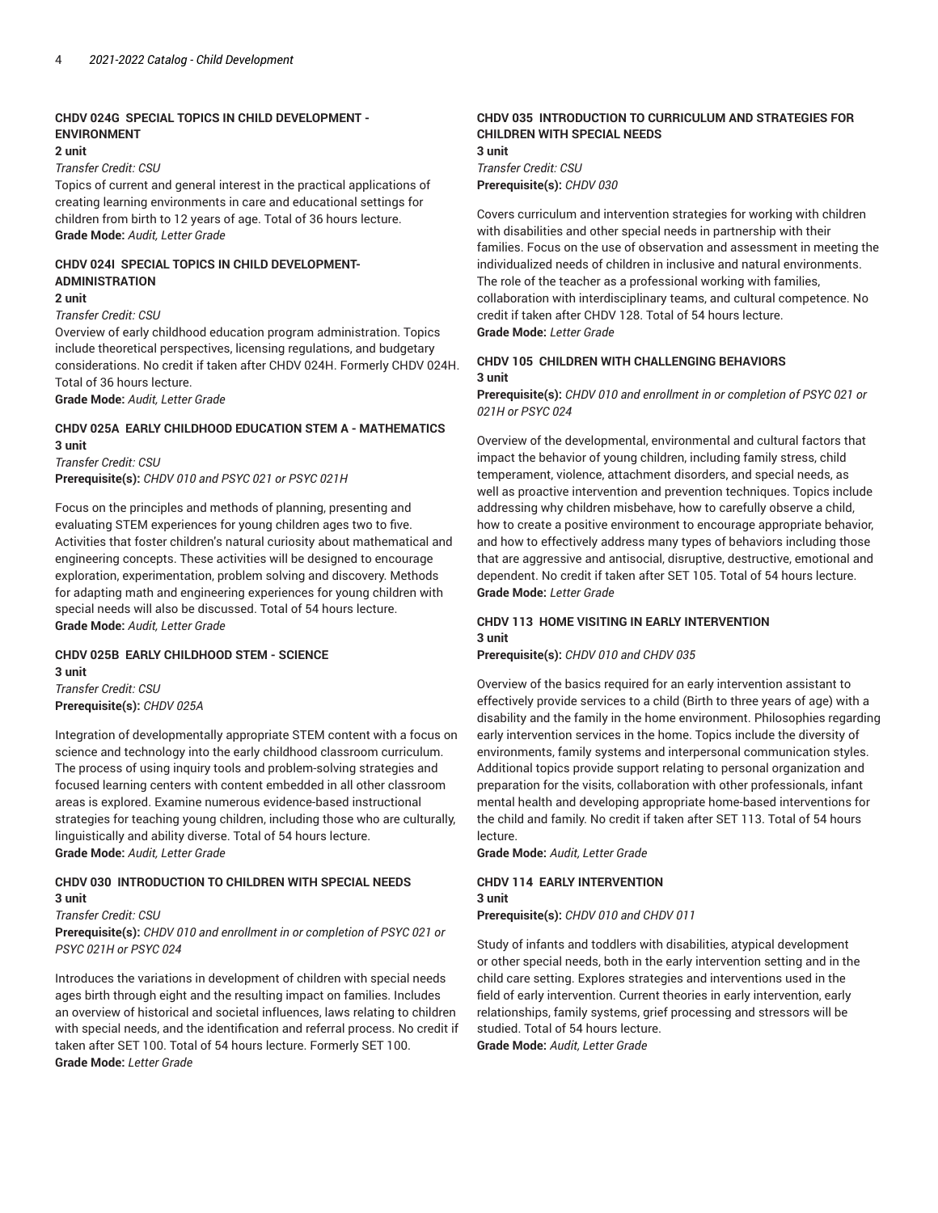### CHDV 024G SPECIAL TOPICS IN CHILD DEVELOPMENT - ENVIRONMENT

**2 unit**

*Transfer Credit: CSU*

Topics of current and general interest in the practical applications of creating learning environments in care and educational settings for children from birth to 12 years of age. Total of 36 hours lecture.

**Grade Mode:** *Audit, Letter Grade*

### CHDV 024I SPECIAL TOPICS IN CHILD DEVELOPMENT-ADMINISTRATION

**2 unit**

*Transfer Credit: CSU*

Overview of early childhood education program administration. Topics include theoretical perspectives, licensing regulations, and budgetary considerations. No credit if taken after CHDV 024H. Formerly CHDV 024H. Total of 36 hours lecture.

**Grade Mode:** *Audit, Letter Grade*

### CHDV 025A EARLY CHILDHOOD EDUCATION STEM A - MATHEMATICS

**3 unit**

*Transfer Credit: CSU*

**Prerequisite(s):** *CHDV 010 and PSYC 021 or PSYC 021H*

Focus on the principles and methods of planning, presenting and evaluating STEM experiences for young children ages two to five. Activities that foster children's natural curiosity about mathematical and engineering concepts. These activities will be designed to encourage exploration, experimentation, problem solving and discovery. Methods for adapting math and engineering experiences for young children with special needs will also be discussed. Total of 54 hours lecture.

**Grade Mode:** *Audit, Letter Grade*

### CHDV 025B EARLY CHILDHOOD STEM - SCIENCE

**3 unit**

*Transfer Credit: CSU*

**Prerequisite(s):** *CHDV 025A*

Integration of developmentally appropriate STEM content with a focus on science and technology into the early childhood classroom curriculum. The process of using inquiry tools and problem-solving strategies and focused learning centers with content embedded in all other classroom areas is explored. Examine numerous evidence-based instructional strategies for teaching young children, including those who are culturally, linguistically and ability diverse. Total of 54 hours lecture.

**Grade Mode:** *Audit, Letter Grade*

### CHDV 030 INTRODUCTION TO CHILDREN WITH SPECIAL NEEDS

**3 unit**

*Transfer Credit: CSU*

**Prerequisite(s):** *CHDV 010 and enrollment in or completion of PSYC 021 or PSYC 021H or PSYC 024*

Introduces the variations in development of children with special needs ages birth through eight and the resulting impact on families. Includes an overview of historical and societal influences, laws relating to children with special needs, and the identification and referral process. No credit if taken after SET 100. Total of 54 hours lecture. Formerly SET 100.

**Grade Mode:** *Letter Grade*

### CHDV 035 INTRODUCTION TO CURRICULUM AND STRATEGIES FOR CHILDREN WITH SPECIAL NEEDS

**3 unit**

*Transfer Credit: CSU*

**Prerequisite(s):** *CHDV 030*

Covers curriculum and intervention strategies for working with children with disabilities and other special needs in partnership with their families. Focus on the use of observation and assessment in meeting the individualized needs of children in inclusive and natural environments. The role of the teacher as a professional working with families, collaboration with interdisciplinary teams, and cultural competence. No credit if taken after CHDV 128. Total of 54 hours lecture.

**Grade Mode:** *Letter Grade*

### CHDV 105 CHILDREN WITH CHALLENGING BEHAVIORS

**3 unit**

**Prerequisite(s):** *CHDV 010 and enrollment in or completion of PSYC 021 or 021H or PSYC 024*

Overview of the developmental, environmental and cultural factors that impact the behavior of young children, including family stress, child temperament, violence, attachment disorders, and special needs, as well as proactive intervention and prevention techniques. Topics include addressing why children misbehave, how to carefully observe a child, how to create a positive environment to encourage appropriate behavior, and how to effectively address many types of behaviors including those that are aggressive and antisocial, disruptive, destructive, emotional and dependent. No credit if taken after SET 105. Total of 54 hours lecture.

**Grade Mode:** *Letter Grade*

### CHDV 113 HOME VISITING IN EARLY INTERVENTION

**3 unit**

**Prerequisite(s):** *CHDV 010 and CHDV 035*

Overview of the basics required for an early intervention assistant to effectively provide services to a child (Birth to three years of age) with a disability and the family in the home environment. Philosophies regarding early intervention services in the home. Topics include the diversity of environments, family systems and interpersonal communication styles. Additional topics provide support relating to personal organization and preparation for the visits, collaboration with other professionals, infant mental health and developing appropriate home-based interventions for the child and family. No credit if taken after SET 113. Total of 54 hours lecture.

**Grade Mode:** *Audit, Letter Grade*

### CHDV 114 EARLY INTERVENTION

**3 unit**

**Prerequisite(s):** *CHDV 010 and CHDV 011*

Study of infants and toddlers with disabilities, atypical development or other special needs, both in the early intervention setting and in the child care setting. Explores strategies and interventions used in the field of early intervention. Current theories in early intervention, early relationships, family systems, grief processing and stressors will be studied. Total of 54 hours lecture.

**Grade Mode:** *Audit, Letter Grade*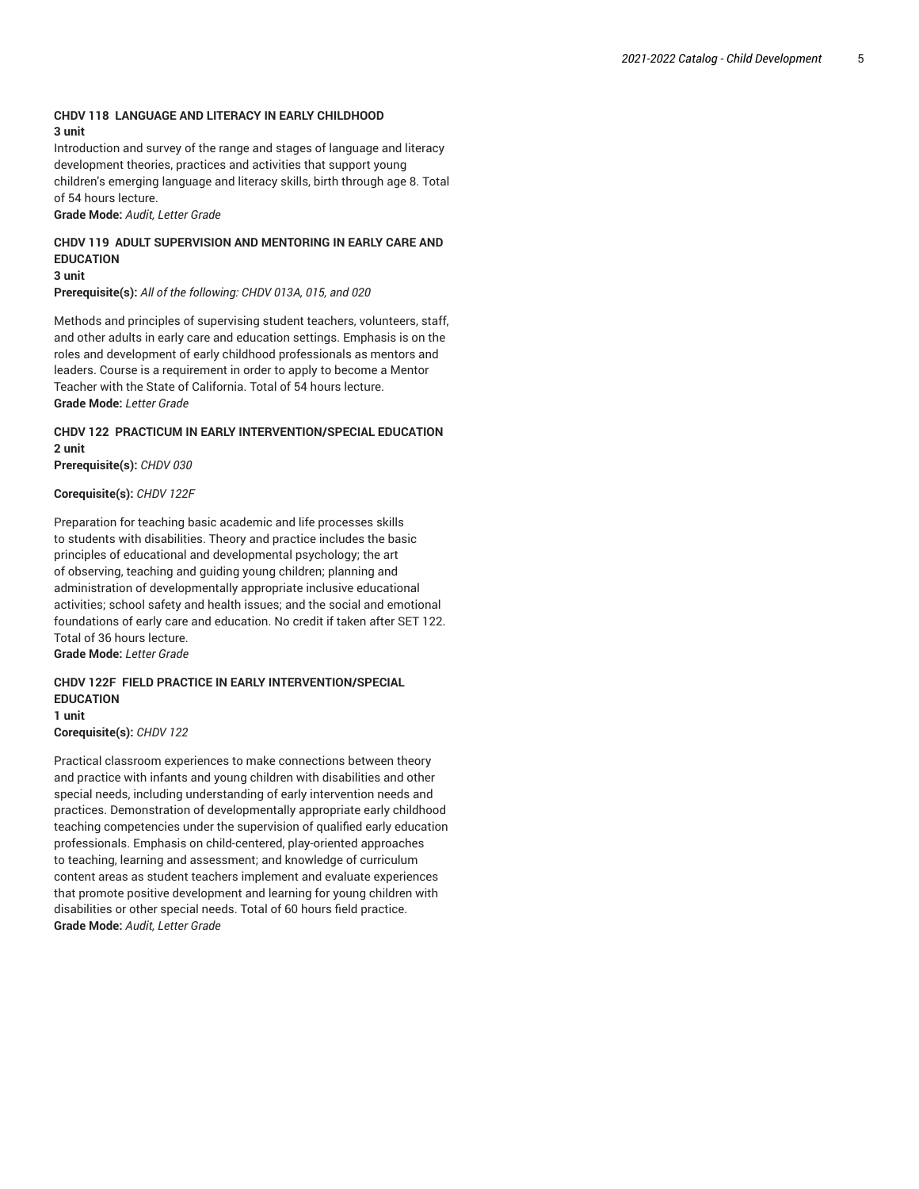**CHDV 118 LANGUAGE AND LITERACY IN EARLY CHILDHOOD**
**3 unit**

Introduction and survey of the range and stages of language and literacy development theories, practices and activities that support young children's emerging language and literacy skills, birth through age 8. Total of 54 hours lecture.
**Grade Mode:** *Audit, Letter Grade*

**CHDV 119 ADULT SUPERVISION AND MENTORING IN EARLY CARE AND EDUCATION**
**3 unit**
**Prerequisite(s):** *All of the following: CHDV 013A, 015, and 020*

Methods and principles of supervising student teachers, volunteers, staff, and other adults in early care and education settings. Emphasis is on the roles and development of early childhood professionals as mentors and leaders. Course is a requirement in order to apply to become a Mentor Teacher with the State of California. Total of 54 hours lecture.
**Grade Mode:** *Letter Grade*

**CHDV 122 PRACTICUM IN EARLY INTERVENTION/SPECIAL EDUCATION**
**2 unit**
**Prerequisite(s):** *CHDV 030*

**Corequisite(s):** *CHDV 122F*

Preparation for teaching basic academic and life processes skills to students with disabilities. Theory and practice includes the basic principles of educational and developmental psychology; the art of observing, teaching and guiding young children; planning and administration of developmentally appropriate inclusive educational activities; school safety and health issues; and the social and emotional foundations of early care and education. No credit if taken after SET 122. Total of 36 hours lecture.
**Grade Mode:** *Letter Grade*

**CHDV 122F FIELD PRACTICE IN EARLY INTERVENTION/SPECIAL EDUCATION**
**1 unit**
**Corequisite(s):** *CHDV 122*

Practical classroom experiences to make connections between theory and practice with infants and young children with disabilities and other special needs, including understanding of early intervention needs and practices. Demonstration of developmentally appropriate early childhood teaching competencies under the supervision of qualified early education professionals. Emphasis on child-centered, play-oriented approaches to teaching, learning and assessment; and knowledge of curriculum content areas as student teachers implement and evaluate experiences that promote positive development and learning for young children with disabilities or other special needs. Total of 60 hours field practice.
**Grade Mode:** *Audit, Letter Grade*